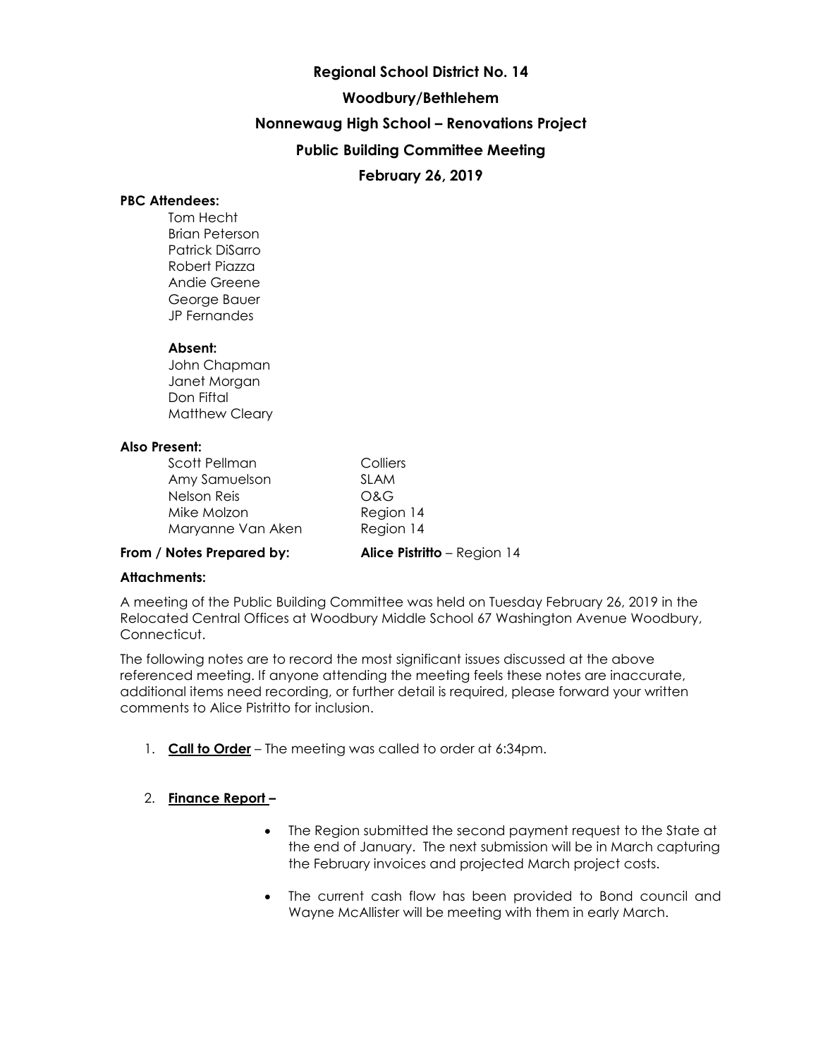# Regional School District No. 14

## Woodbury/Bethlehem

## Nonnewaug High School – Renovations Project

## Public Building Committee Meeting

## February 26, 2019

**PBC Attendees:**

Tom Hecht
Brian Peterson
Patrick DiSarro
Robert Piazza
Andie Greene
George Bauer
JP Fernandes

**Absent:**

John Chapman
Janet Morgan
Don Fiftal
Matthew Cleary

**Also Present:**

| | |
|---|---|
| Scott Pellman | Colliers |
| Amy Samuelson | SLAM |
| Nelson Reis | O&G |
| Mike Molzon | Region 14 |
| Maryanne Van Aken | Region 14 |

**From / Notes Prepared by:** **Alice Pistritto** – Region 14

**Attachments:**

A meeting of the Public Building Committee was held on Tuesday February 26, 2019 in the Relocated Central Offices at Woodbury Middle School 67 Washington Avenue Woodbury, Connecticut.

The following notes are to record the most significant issues discussed at the above referenced meeting. If anyone attending the meeting feels these notes are inaccurate, additional items need recording, or further detail is required, please forward your written comments to Alice Pistritto for inclusion.

1. **Call to Order** – The meeting was called to order at 6:34pm.

2. **Finance Report –**

   - The Region submitted the second payment request to the State at the end of January. The next submission will be in March capturing the February invoices and projected March project costs.
   - The current cash flow has been provided to Bond council and Wayne McAllister will be meeting with them in early March.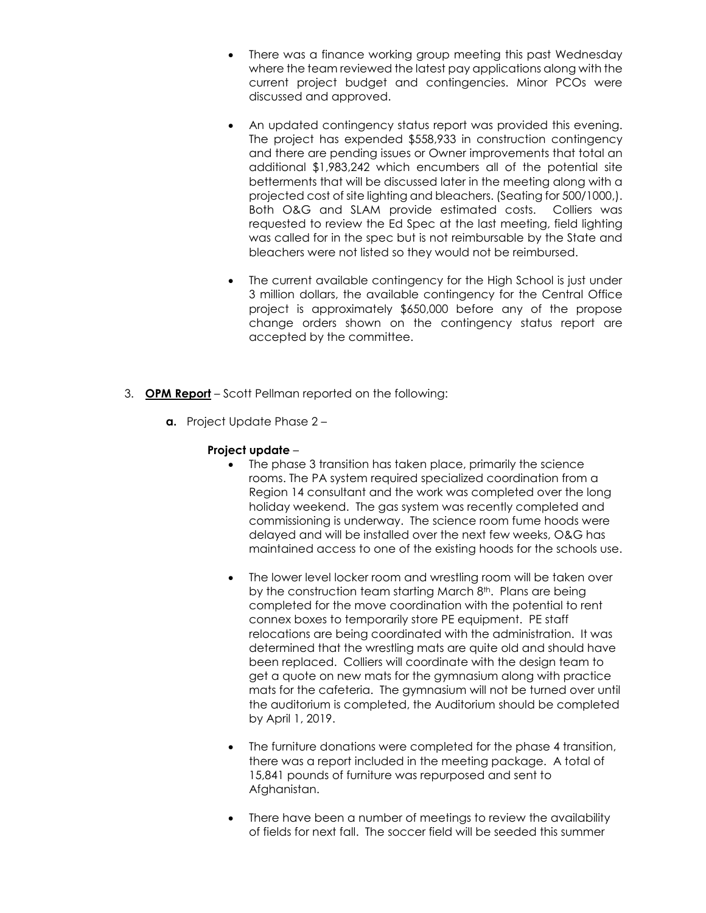- There was a finance working group meeting this past Wednesday where the team reviewed the latest pay applications along with the current project budget and contingencies. Minor PCOs were discussed and approved.

- An updated contingency status report was provided this evening. The project has expended $558,933 in construction contingency and there are pending issues or Owner improvements that total an additional $1,983,242 which encumbers all of the potential site betterments that will be discussed later in the meeting along with a projected cost of site lighting and bleachers. (Seating for 500/1000,). Both O&G and SLAM provide estimated costs. Colliers was requested to review the Ed Spec at the last meeting, field lighting was called for in the spec but is not reimbursable by the State and bleachers were not listed so they would not be reimbursed.

- The current available contingency for the High School is just under 3 million dollars, the available contingency for the Central Office project is approximately $650,000 before any of the propose change orders shown on the contingency status report are accepted by the committee.

3. **<u>OPM Report</u>** – Scott Pellman reported on the following:

   **a.** Project Update Phase 2 –

   **Project update** –

   - The phase 3 transition has taken place, primarily the science rooms. The PA system required specialized coordination from a Region 14 consultant and the work was completed over the long holiday weekend. The gas system was recently completed and commissioning is underway. The science room fume hoods were delayed and will be installed over the next few weeks, O&G has maintained access to one of the existing hoods for the schools use.

   - The lower level locker room and wrestling room will be taken over by the construction team starting March 8th. Plans are being completed for the move coordination with the potential to rent connex boxes to temporarily store PE equipment. PE staff relocations are being coordinated with the administration. It was determined that the wrestling mats are quite old and should have been replaced. Colliers will coordinate with the design team to get a quote on new mats for the gymnasium along with practice mats for the cafeteria. The gymnasium will not be turned over until the auditorium is completed, the Auditorium should be completed by April 1, 2019.

   - The furniture donations were completed for the phase 4 transition, there was a report included in the meeting package. A total of 15,841 pounds of furniture was repurposed and sent to Afghanistan.

   - There have been a number of meetings to review the availability of fields for next fall. The soccer field will be seeded this summer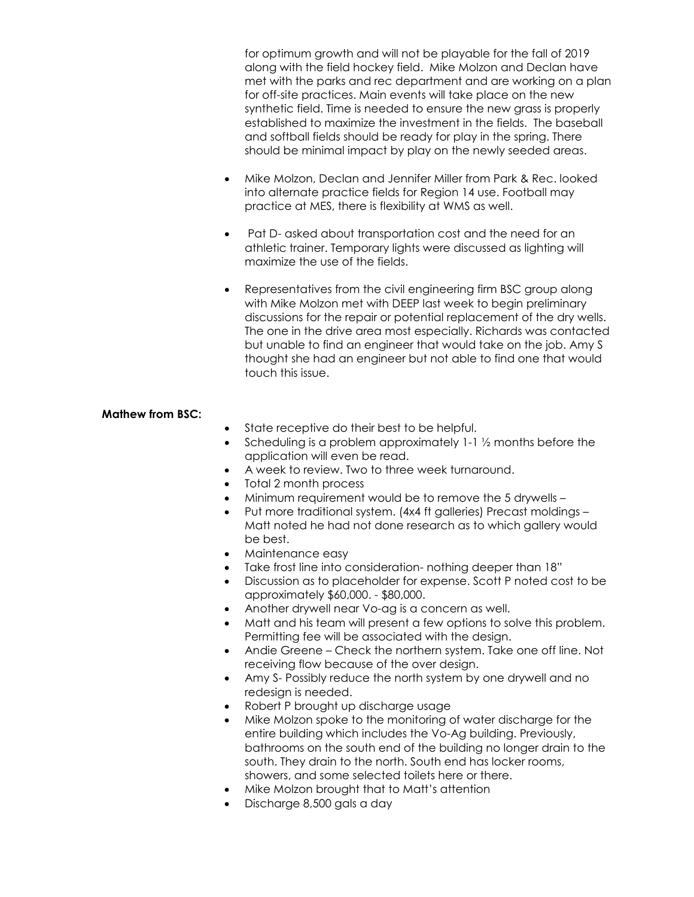for optimum growth and will not be playable for the fall of 2019 along with the field hockey field. Mike Molzon and Declan have met with the parks and rec department and are working on a plan for off-site practices. Main events will take place on the new synthetic field. Time is needed to ensure the new grass is properly established to maximize the investment in the fields. The baseball and softball fields should be ready for play in the spring. There should be minimal impact by play on the newly seeded areas.

- Mike Molzon, Declan and Jennifer Miller from Park & Rec. looked into alternate practice fields for Region 14 use. Football may practice at MES, there is flexibility at WMS as well.
- Pat D- asked about transportation cost and the need for an athletic trainer. Temporary lights were discussed as lighting will maximize the use of the fields.
- Representatives from the civil engineering firm BSC group along with Mike Molzon met with DEEP last week to begin preliminary discussions for the repair or potential replacement of the dry wells. The one in the drive area most especially. Richards was contacted but unable to find an engineer that would take on the job. Amy S thought she had an engineer but not able to find one that would touch this issue.

**Mathew from BSC:**

- State receptive do their best to be helpful.
- Scheduling is a problem approximately 1-1 ½ months before the application will even be read.
- A week to review. Two to three week turnaround.
- Total 2 month process
- Minimum requirement would be to remove the 5 drywells –
- Put more traditional system. (4x4 ft galleries) Precast moldings – Matt noted he had not done research as to which gallery would be best.
- Maintenance easy
- Take frost line into consideration- nothing deeper than 18"
- Discussion as to placeholder for expense. Scott P noted cost to be approximately $60,000. - $80,000.
- Another drywell near Vo-ag is a concern as well.
- Matt and his team will present a few options to solve this problem. Permitting fee will be associated with the design.
- Andie Greene – Check the northern system. Take one off line. Not receiving flow because of the over design.
- Amy S- Possibly reduce the north system by one drywell and no redesign is needed.
- Robert P brought up discharge usage
- Mike Molzon spoke to the monitoring of water discharge for the entire building which includes the Vo-Ag building. Previously, bathrooms on the south end of the building no longer drain to the south. They drain to the north. South end has locker rooms, showers, and some selected toilets here or there.
- Mike Molzon brought that to Matt's attention
- Discharge 8,500 gals a day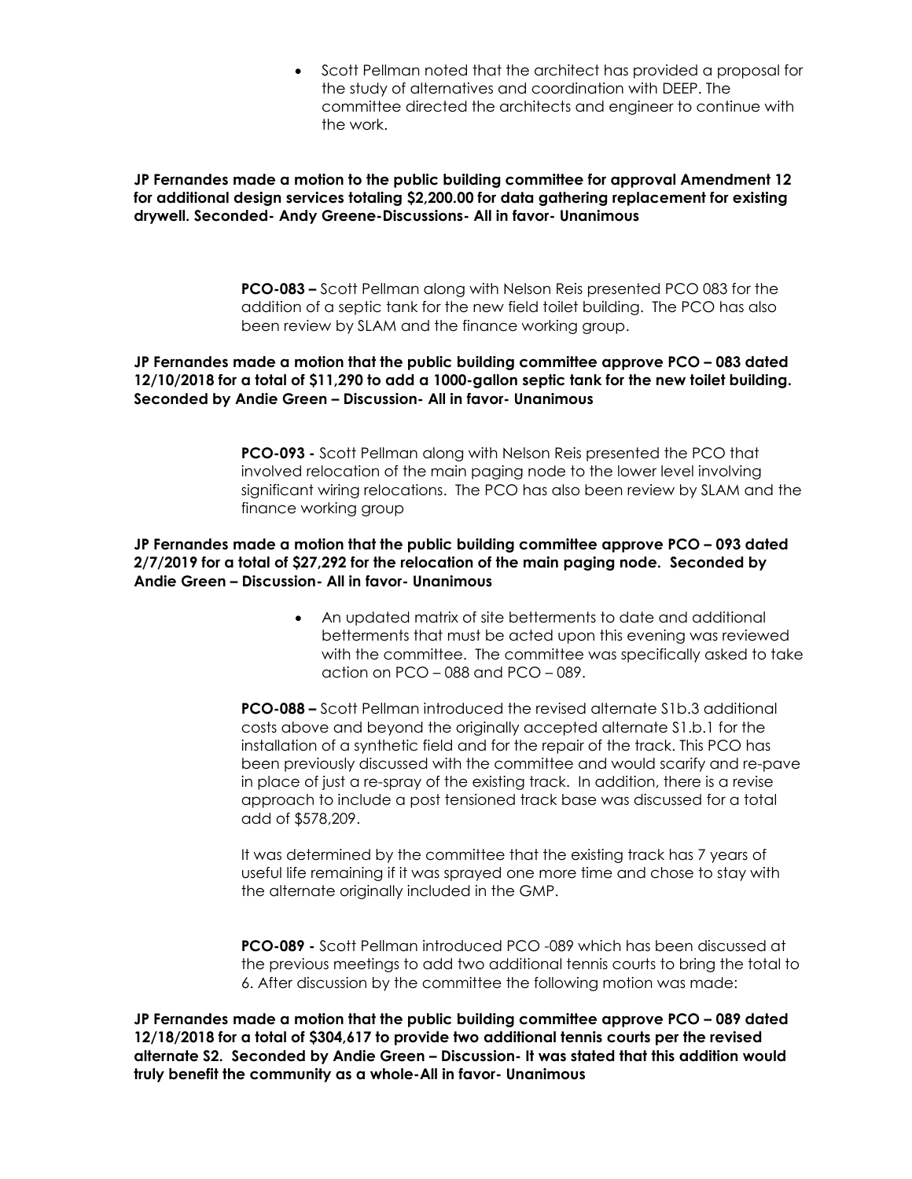- Scott Pellman noted that the architect has provided a proposal for the study of alternatives and coordination with DEEP. The committee directed the architects and engineer to continue with the work.

**JP Fernandes made a motion to the public building committee for approval Amendment 12 for additional design services totaling $2,200.00 for data gathering replacement for existing drywell. Seconded- Andy Greene-Discussions- All in favor- Unanimous**

**PCO-083 –** Scott Pellman along with Nelson Reis presented PCO 083 for the addition of a septic tank for the new field toilet building. The PCO has also been review by SLAM and the finance working group.

**JP Fernandes made a motion that the public building committee approve PCO – 083 dated 12/10/2018 for a total of $11,290 to add a 1000-gallon septic tank for the new toilet building. Seconded by Andie Green – Discussion- All in favor- Unanimous**

**PCO-093 -** Scott Pellman along with Nelson Reis presented the PCO that involved relocation of the main paging node to the lower level involving significant wiring relocations. The PCO has also been review by SLAM and the finance working group

**JP Fernandes made a motion that the public building committee approve PCO – 093 dated 2/7/2019 for a total of $27,292 for the relocation of the main paging node. Seconded by Andie Green – Discussion- All in favor- Unanimous**

- An updated matrix of site betterments to date and additional betterments that must be acted upon this evening was reviewed with the committee. The committee was specifically asked to take action on PCO – 088 and PCO – 089.

**PCO-088 –** Scott Pellman introduced the revised alternate S1b.3 additional costs above and beyond the originally accepted alternate S1.b.1 for the installation of a synthetic field and for the repair of the track. This PCO has been previously discussed with the committee and would scarify and re-pave in place of just a re-spray of the existing track. In addition, there is a revise approach to include a post tensioned track base was discussed for a total add of $578,209.

It was determined by the committee that the existing track has 7 years of useful life remaining if it was sprayed one more time and chose to stay with the alternate originally included in the GMP.

**PCO-089 -** Scott Pellman introduced PCO -089 which has been discussed at the previous meetings to add two additional tennis courts to bring the total to 6. After discussion by the committee the following motion was made:

**JP Fernandes made a motion that the public building committee approve PCO – 089 dated 12/18/2018 for a total of $304,617 to provide two additional tennis courts per the revised alternate S2. Seconded by Andie Green – Discussion- It was stated that this addition would truly benefit the community as a whole-All in favor- Unanimous**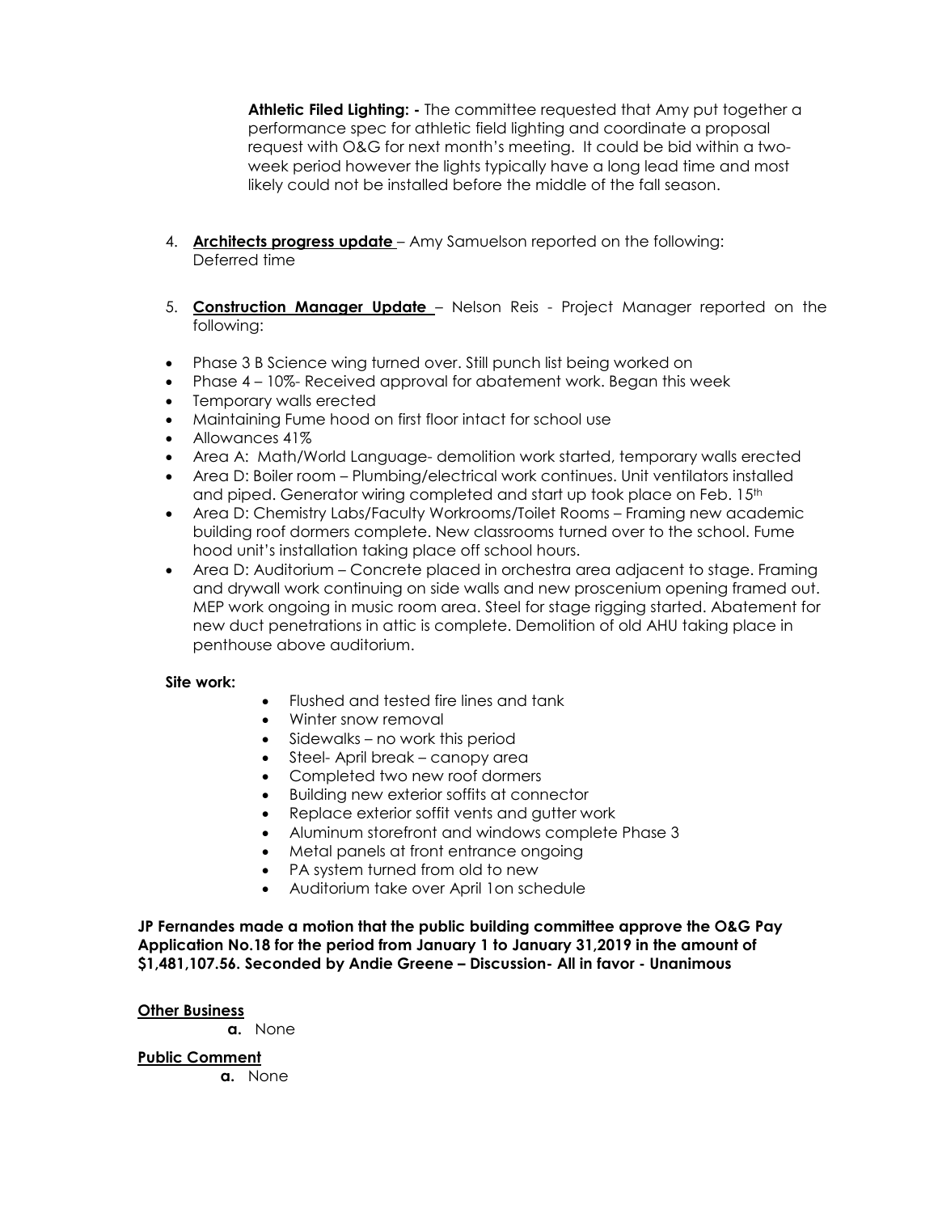**Athletic Filed Lighting: -** The committee requested that Amy put together a performance spec for athletic field lighting and coordinate a proposal request with O&G for next month's meeting. It could be bid within a two-week period however the lights typically have a long lead time and most likely could not be installed before the middle of the fall season.

4. **Architects progress update** – Amy Samuelson reported on the following: Deferred time

5. **Construction Manager Update** – Nelson Reis - Project Manager reported on the following:

- Phase 3 B Science wing turned over. Still punch list being worked on
- Phase 4 – 10%- Received approval for abatement work. Began this week
- Temporary walls erected
- Maintaining Fume hood on first floor intact for school use
- Allowances 41%
- Area A: Math/World Language- demolition work started, temporary walls erected
- Area D: Boiler room – Plumbing/electrical work continues. Unit ventilators installed and piped. Generator wiring completed and start up took place on Feb. 15th
- Area D: Chemistry Labs/Faculty Workrooms/Toilet Rooms – Framing new academic building roof dormers complete. New classrooms turned over to the school. Fume hood unit's installation taking place off school hours.
- Area D: Auditorium – Concrete placed in orchestra area adjacent to stage. Framing and drywall work continuing on side walls and new proscenium opening framed out. MEP work ongoing in music room area. Steel for stage rigging started. Abatement for new duct penetrations in attic is complete. Demolition of old AHU taking place in penthouse above auditorium.

**Site work:**

- Flushed and tested fire lines and tank
- Winter snow removal
- Sidewalks – no work this period
- Steel- April break – canopy area
- Completed two new roof dormers
- Building new exterior soffits at connector
- Replace exterior soffit vents and gutter work
- Aluminum storefront and windows complete Phase 3
- Metal panels at front entrance ongoing
- PA system turned from old to new
- Auditorium take over April 1on schedule

**JP Fernandes made a motion that the public building committee approve the O&G Pay Application No.18 for the period from January 1 to January 31,2019 in the amount of $1,481,107.56. Seconded by Andie Greene – Discussion- All in favor - Unanimous**

**Other Business**

**a.** None

**Public Comment**

**a.** None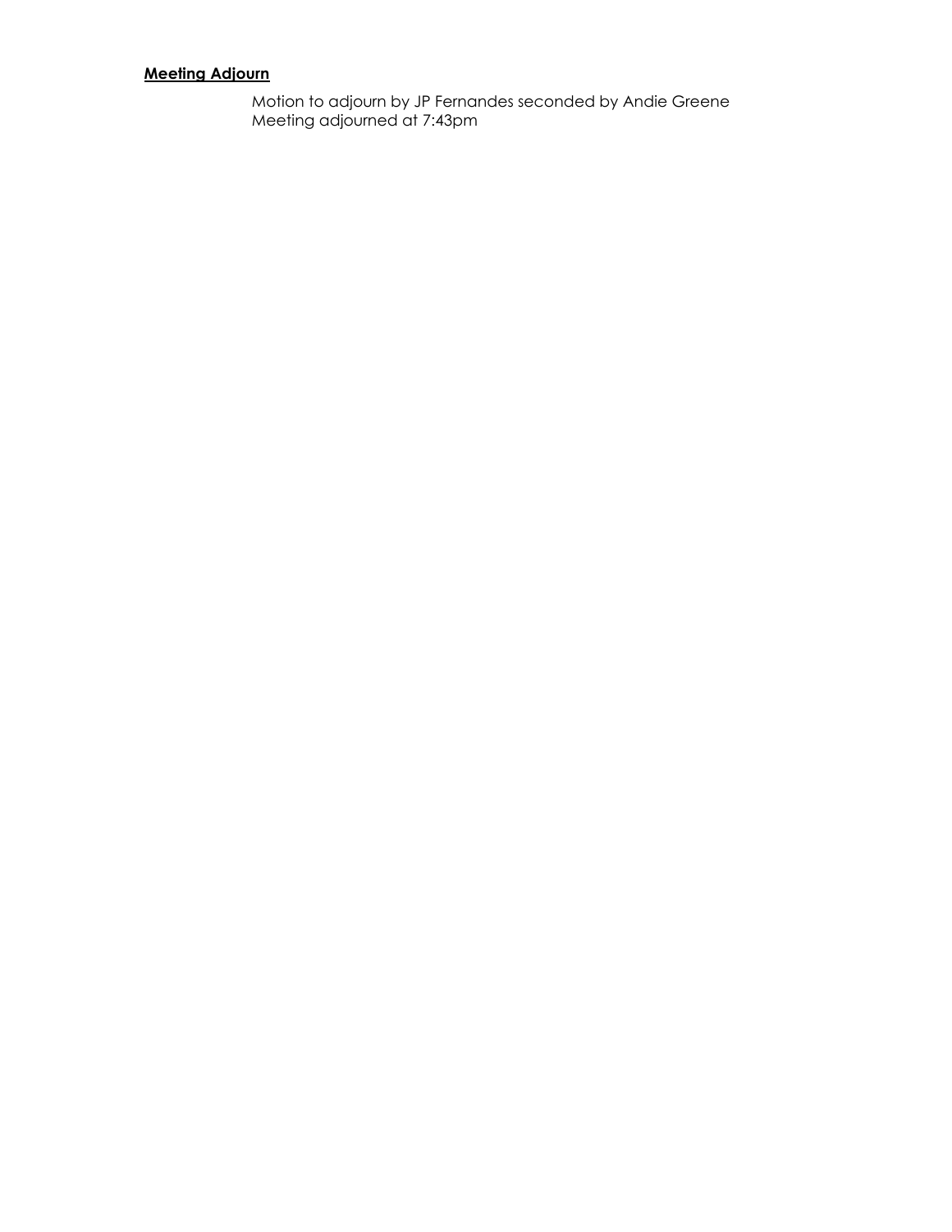**Meeting Adjourn**

Motion to adjourn by JP Fernandes seconded by Andie Greene
Meeting adjourned at 7:43pm